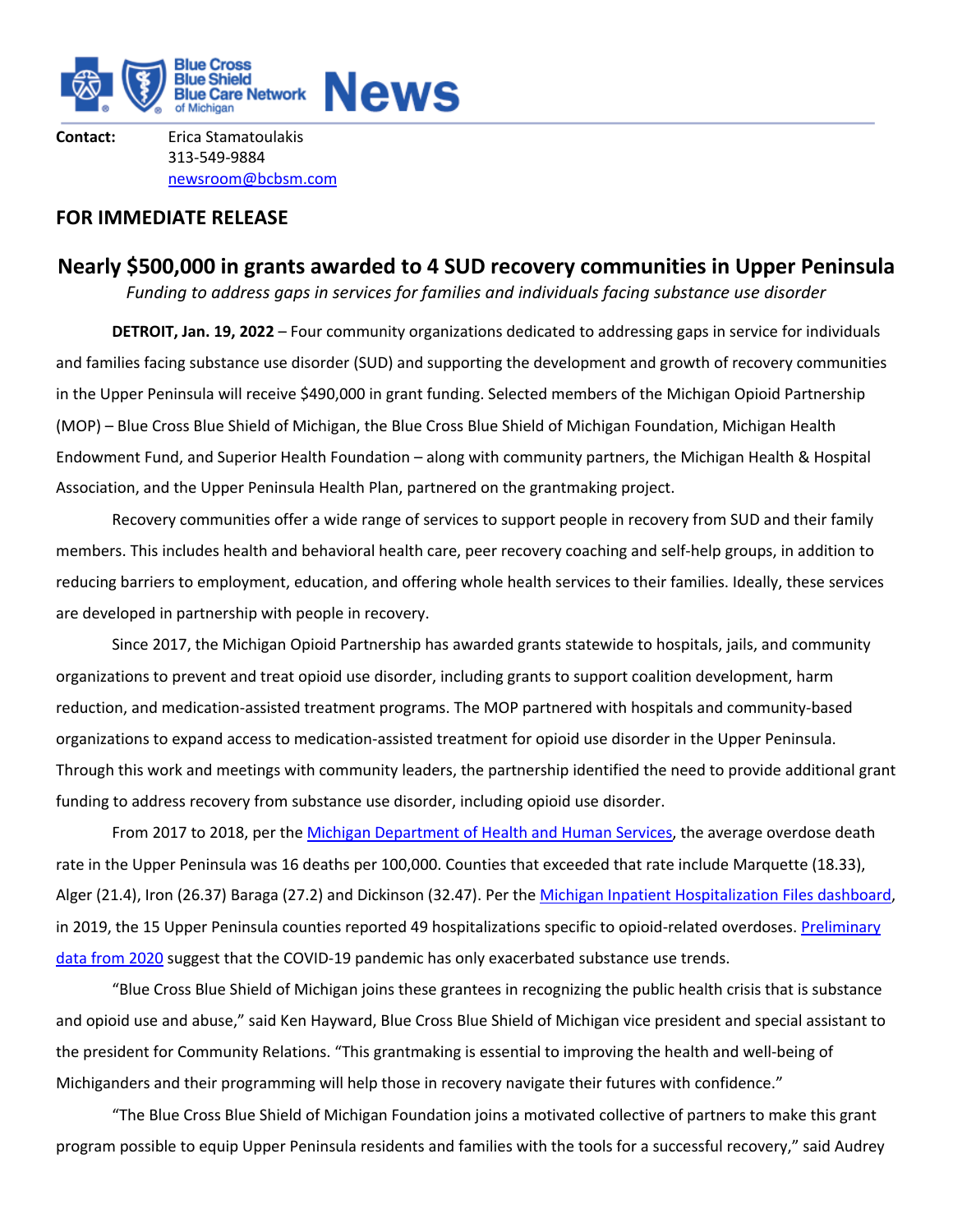Blue Cross Blue Shield Blue Care Network of Michigan **News**

**Contact:** Erica Stamatoulakis
313-549-9884
newsroom@bcbsm.com

## FOR IMMEDIATE RELEASE

# Nearly $500,000 in grants awarded to 4 SUD recovery communities in Upper Peninsula

*Funding to address gaps in services for families and individuals facing substance use disorder*

**DETROIT, Jan. 19, 2022** – Four community organizations dedicated to addressing gaps in service for individuals and families facing substance use disorder (SUD) and supporting the development and growth of recovery communities in the Upper Peninsula will receive $490,000 in grant funding. Selected members of the Michigan Opioid Partnership (MOP) – Blue Cross Blue Shield of Michigan, the Blue Cross Blue Shield of Michigan Foundation, Michigan Health Endowment Fund, and Superior Health Foundation – along with community partners, the Michigan Health & Hospital Association, and the Upper Peninsula Health Plan, partnered on the grantmaking project.

Recovery communities offer a wide range of services to support people in recovery from SUD and their family members. This includes health and behavioral health care, peer recovery coaching and self-help groups, in addition to reducing barriers to employment, education, and offering whole health services to their families. Ideally, these services are developed in partnership with people in recovery.

Since 2017, the Michigan Opioid Partnership has awarded grants statewide to hospitals, jails, and community organizations to prevent and treat opioid use disorder, including grants to support coalition development, harm reduction, and medication-assisted treatment programs. The MOP partnered with hospitals and community-based organizations to expand access to medication-assisted treatment for opioid use disorder in the Upper Peninsula. Through this work and meetings with community leaders, the partnership identified the need to provide additional grant funding to address recovery from substance use disorder, including opioid use disorder.

From 2017 to 2018, per the Michigan Department of Health and Human Services, the average overdose death rate in the Upper Peninsula was 16 deaths per 100,000. Counties that exceeded that rate include Marquette (18.33), Alger (21.4), Iron (26.37) Baraga (27.2) and Dickinson (32.47). Per the Michigan Inpatient Hospitalization Files dashboard, in 2019, the 15 Upper Peninsula counties reported 49 hospitalizations specific to opioid-related overdoses. Preliminary data from 2020 suggest that the COVID-19 pandemic has only exacerbated substance use trends.

"Blue Cross Blue Shield of Michigan joins these grantees in recognizing the public health crisis that is substance and opioid use and abuse," said Ken Hayward, Blue Cross Blue Shield of Michigan vice president and special assistant to the president for Community Relations. "This grantmaking is essential to improving the health and well-being of Michiganders and their programming will help those in recovery navigate their futures with confidence."

"The Blue Cross Blue Shield of Michigan Foundation joins a motivated collective of partners to make this grant program possible to equip Upper Peninsula residents and families with the tools for a successful recovery," said Audrey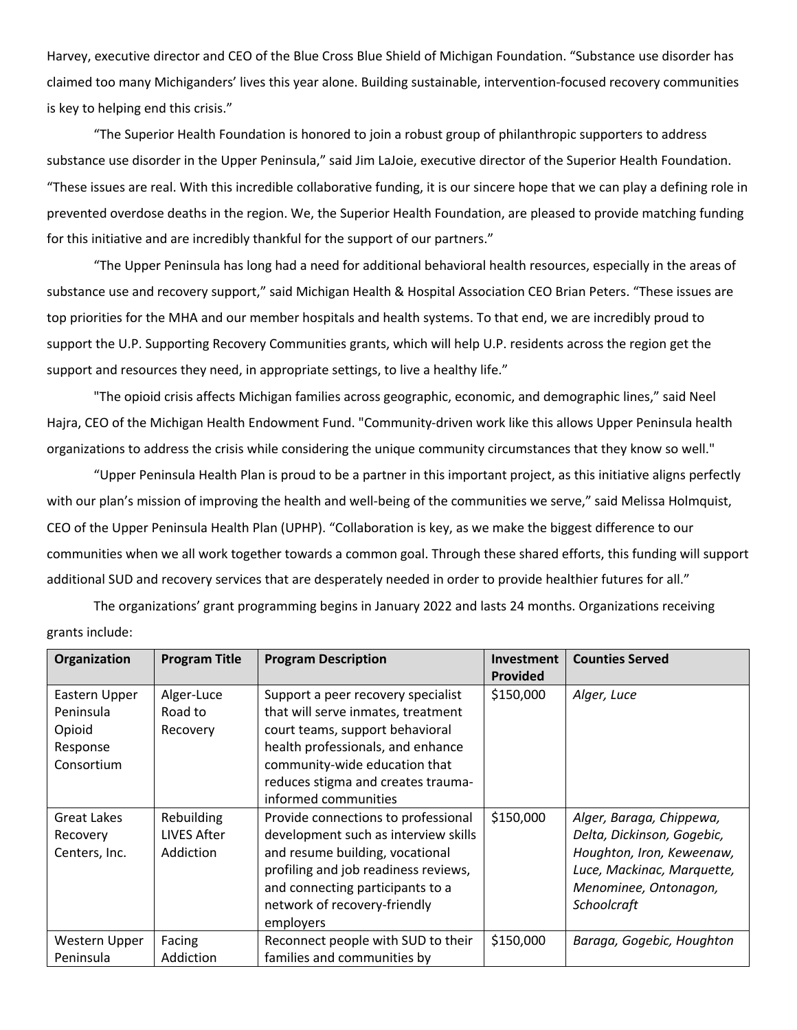Harvey, executive director and CEO of the Blue Cross Blue Shield of Michigan Foundation. “Substance use disorder has claimed too many Michiganders’ lives this year alone. Building sustainable, intervention-focused recovery communities is key to helping end this crisis.”

“The Superior Health Foundation is honored to join a robust group of philanthropic supporters to address substance use disorder in the Upper Peninsula,” said Jim LaJoie, executive director of the Superior Health Foundation. “These issues are real. With this incredible collaborative funding, it is our sincere hope that we can play a defining role in prevented overdose deaths in the region. We, the Superior Health Foundation, are pleased to provide matching funding for this initiative and are incredibly thankful for the support of our partners.”

“The Upper Peninsula has long had a need for additional behavioral health resources, especially in the areas of substance use and recovery support,” said Michigan Health & Hospital Association CEO Brian Peters. “These issues are top priorities for the MHA and our member hospitals and health systems. To that end, we are incredibly proud to support the U.P. Supporting Recovery Communities grants, which will help U.P. residents across the region get the support and resources they need, in appropriate settings, to live a healthy life.”

"The opioid crisis affects Michigan families across geographic, economic, and demographic lines,” said Neel Hajra, CEO of the Michigan Health Endowment Fund. "Community-driven work like this allows Upper Peninsula health organizations to address the crisis while considering the unique community circumstances that they know so well."

“Upper Peninsula Health Plan is proud to be a partner in this important project, as this initiative aligns perfectly with our plan’s mission of improving the health and well-being of the communities we serve,” said Melissa Holmquist, CEO of the Upper Peninsula Health Plan (UPHP). “Collaboration is key, as we make the biggest difference to our communities when we all work together towards a common goal. Through these shared efforts, this funding will support additional SUD and recovery services that are desperately needed in order to provide healthier futures for all.”

The organizations’ grant programming begins in January 2022 and lasts 24 months. Organizations receiving grants include:

| Organization | Program Title | Program Description | Investment Provided | Counties Served |
|---|---|---|---|---|
| Eastern Upper Peninsula Opioid Response Consortium | Alger-Luce Road to Recovery | Support a peer recovery specialist that will serve inmates, treatment court teams, support behavioral health professionals, and enhance community-wide education that reduces stigma and creates trauma-informed communities | \$150,000 | *Alger, Luce* |
| Great Lakes Recovery Centers, Inc. | Rebuilding LIVES After Addiction | Provide connections to professional development such as interview skills and resume building, vocational profiling and job readiness reviews, and connecting participants to a network of recovery-friendly employers | \$150,000 | *Alger, Baraga, Chippewa, Delta, Dickinson, Gogebic, Houghton, Iron, Keweenaw, Luce, Mackinac, Marquette, Menominee, Ontonagon, Schoolcraft* |
| Western Upper Peninsula | Facing Addiction | Reconnect people with SUD to their families and communities by | \$150,000 | *Baraga, Gogebic, Houghton* |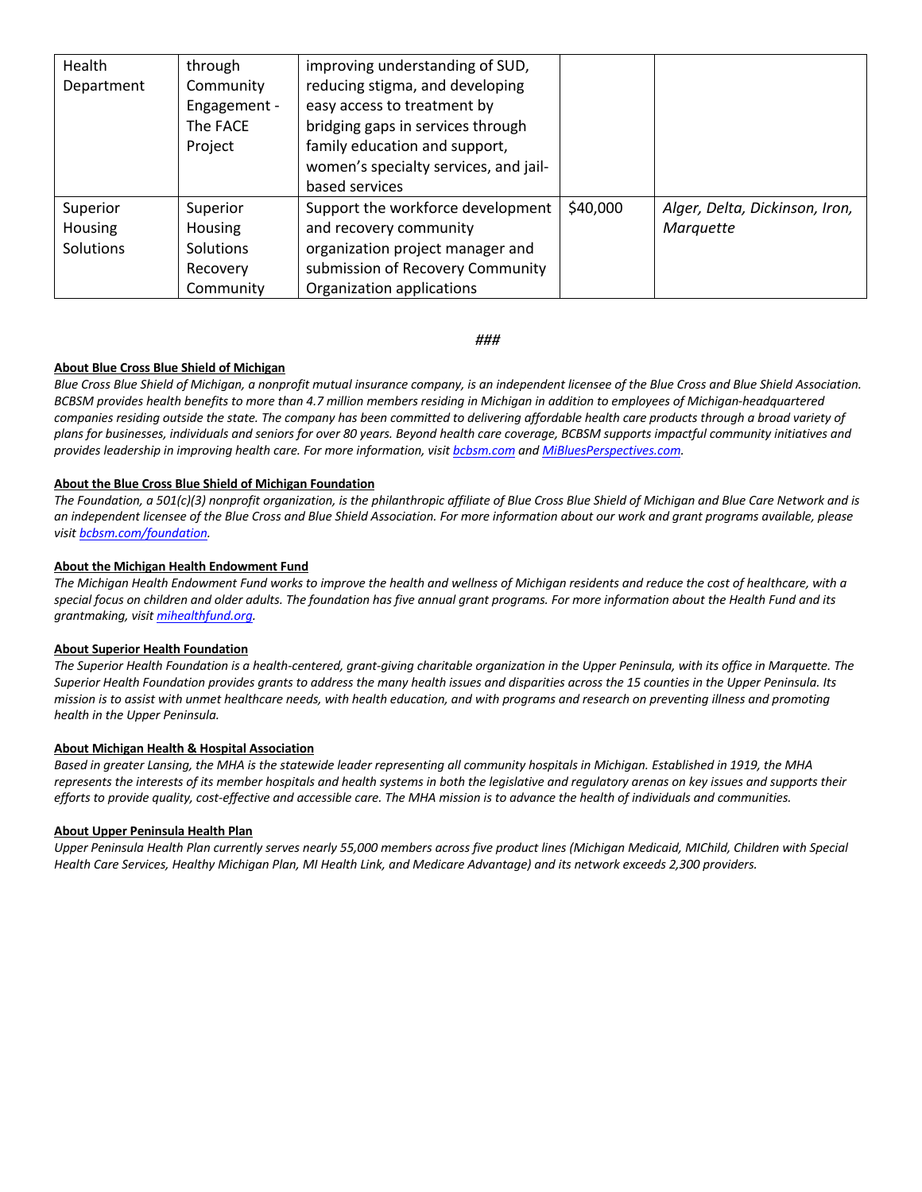| | | | | |
|---|---|---|---|---|
| Health Department | through Community Engagement - The FACE Project | improving understanding of SUD, reducing stigma, and developing easy access to treatment by bridging gaps in services through family education and support, women's specialty services, and jail-based services | | |
| Superior Housing Solutions | Superior Housing Solutions Recovery Community | Support the workforce development and recovery community organization project manager and submission of Recovery Community Organization applications | $40,000 | *Alger, Delta, Dickinson, Iron, Marquette* |

*###*

**<u>About Blue Cross Blue Shield of Michigan</u>**

*Blue Cross Blue Shield of Michigan, a nonprofit mutual insurance company, is an independent licensee of the Blue Cross and Blue Shield Association. BCBSM provides health benefits to more than 4.7 million members residing in Michigan in addition to employees of Michigan-headquartered companies residing outside the state. The company has been committed to delivering affordable health care products through a broad variety of plans for businesses, individuals and seniors for over 80 years. Beyond health care coverage, BCBSM supports impactful community initiatives and provides leadership in improving health care. For more information, visit bcbsm.com and MiBluesPerspectives.com.*

**<u>About the Blue Cross Blue Shield of Michigan Foundation</u>**

*The Foundation, a 501(c)(3) nonprofit organization, is the philanthropic affiliate of Blue Cross Blue Shield of Michigan and Blue Care Network and is an independent licensee of the Blue Cross and Blue Shield Association. For more information about our work and grant programs available, please visit bcbsm.com/foundation.*

**<u>About the Michigan Health Endowment Fund</u>**

*The Michigan Health Endowment Fund works to improve the health and wellness of Michigan residents and reduce the cost of healthcare, with a special focus on children and older adults. The foundation has five annual grant programs. For more information about the Health Fund and its grantmaking, visit mihealthfund.org.*

**<u>About Superior Health Foundation</u>**

*The Superior Health Foundation is a health-centered, grant-giving charitable organization in the Upper Peninsula, with its office in Marquette. The Superior Health Foundation provides grants to address the many health issues and disparities across the 15 counties in the Upper Peninsula. Its mission is to assist with unmet healthcare needs, with health education, and with programs and research on preventing illness and promoting health in the Upper Peninsula.*

**<u>About Michigan Health & Hospital Association</u>**

*Based in greater Lansing, the MHA is the statewide leader representing all community hospitals in Michigan. Established in 1919, the MHA represents the interests of its member hospitals and health systems in both the legislative and regulatory arenas on key issues and supports their efforts to provide quality, cost-effective and accessible care. The MHA mission is to advance the health of individuals and communities.*

**<u>About Upper Peninsula Health Plan</u>**

*Upper Peninsula Health Plan currently serves nearly 55,000 members across five product lines (Michigan Medicaid, MIChild, Children with Special Health Care Services, Healthy Michigan Plan, MI Health Link, and Medicare Advantage) and its network exceeds 2,300 providers.*